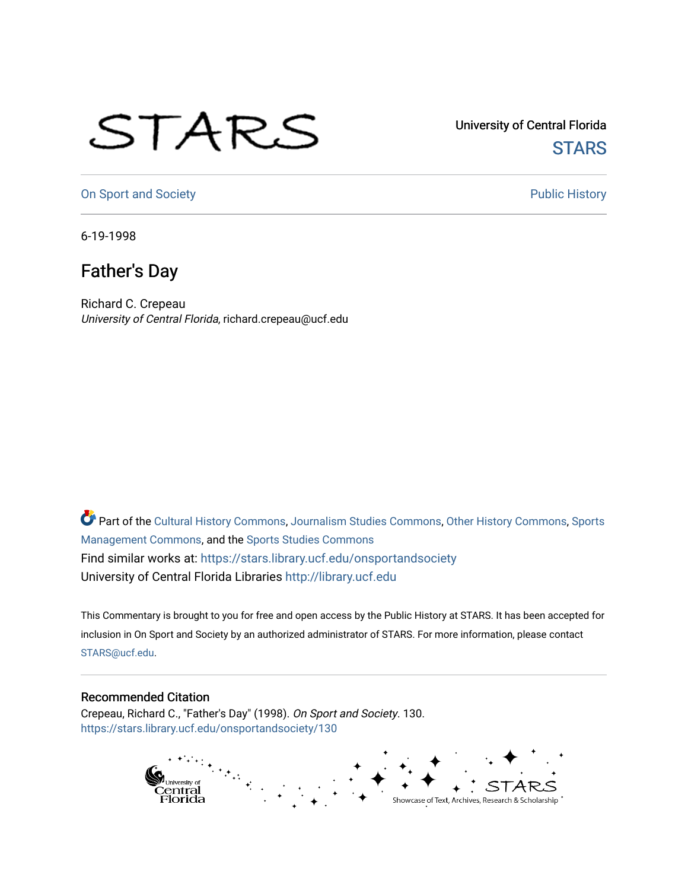University of Central Florida

STARS

On Sport and Society

Public History

6-19-1998

# Father's Day

Richard C. Crepeau

*University of Central Florida*, richard.crepeau@ucf.edu

Part of the Cultural History Commons, Journalism Studies Commons, Other History Commons, Sports Management Commons, and the Sports Studies Commons

Find similar works at: https://stars.library.ucf.edu/onsportandsociety

University of Central Florida Libraries http://library.ucf.edu

This Commentary is brought to you for free and open access by the Public History at STARS. It has been accepted for inclusion in On Sport and Society by an authorized administrator of STARS. For more information, please contact STARS@ucf.edu.

## Recommended Citation

Crepeau, Richard C., "Father's Day" (1998). *On Sport and Society*. 130.

https://stars.library.ucf.edu/onsportandsociety/130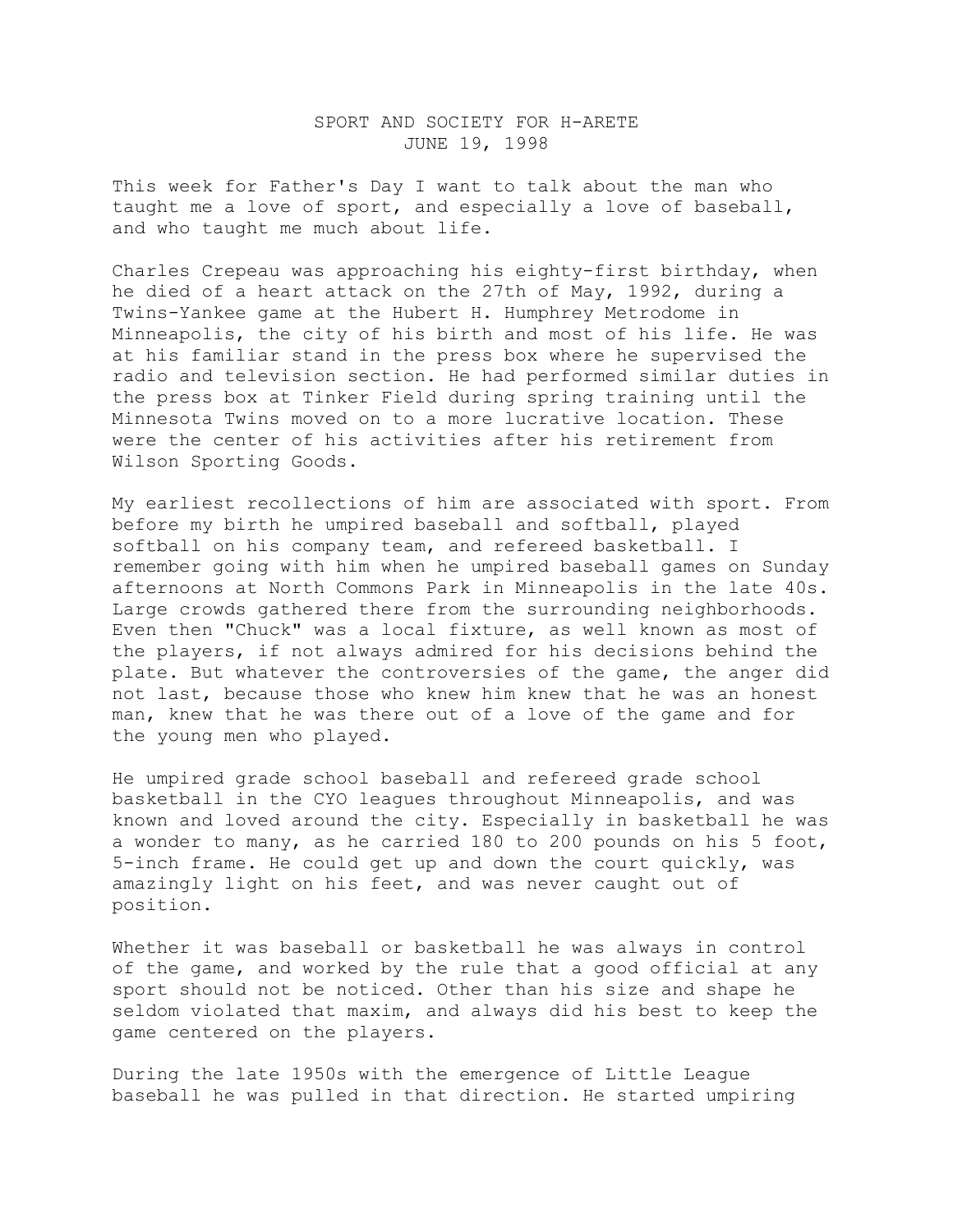SPORT AND SOCIETY FOR H-ARETE
JUNE 19, 1998

This week for Father's Day I want to talk about the man who taught me a love of sport, and especially a love of baseball, and who taught me much about life.

Charles Crepeau was approaching his eighty-first birthday, when he died of a heart attack on the 27th of May, 1992, during a Twins-Yankee game at the Hubert H. Humphrey Metrodome in Minneapolis, the city of his birth and most of his life. He was at his familiar stand in the press box where he supervised the radio and television section. He had performed similar duties in the press box at Tinker Field during spring training until the Minnesota Twins moved on to a more lucrative location. These were the center of his activities after his retirement from Wilson Sporting Goods.

My earliest recollections of him are associated with sport. From before my birth he umpired baseball and softball, played softball on his company team, and refereed basketball. I remember going with him when he umpired baseball games on Sunday afternoons at North Commons Park in Minneapolis in the late 40s. Large crowds gathered there from the surrounding neighborhoods. Even then "Chuck" was a local fixture, as well known as most of the players, if not always admired for his decisions behind the plate. But whatever the controversies of the game, the anger did not last, because those who knew him knew that he was an honest man, knew that he was there out of a love of the game and for the young men who played.

He umpired grade school baseball and refereed grade school basketball in the CYO leagues throughout Minneapolis, and was known and loved around the city. Especially in basketball he was a wonder to many, as he carried 180 to 200 pounds on his 5 foot, 5-inch frame. He could get up and down the court quickly, was amazingly light on his feet, and was never caught out of position.

Whether it was baseball or basketball he was always in control of the game, and worked by the rule that a good official at any sport should not be noticed. Other than his size and shape he seldom violated that maxim, and always did his best to keep the game centered on the players.

During the late 1950s with the emergence of Little League baseball he was pulled in that direction. He started umpiring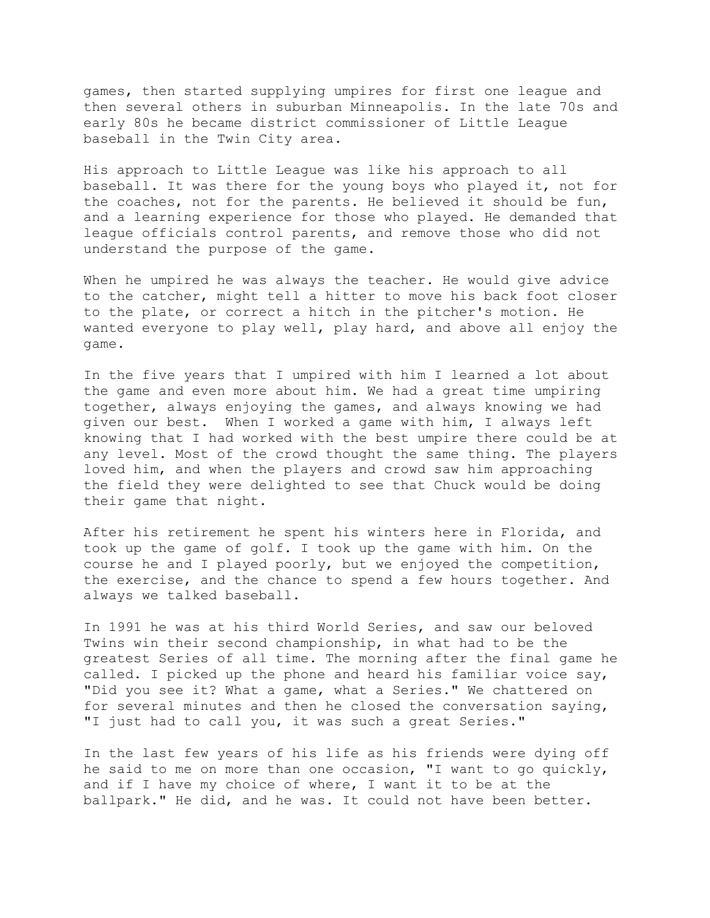games, then started supplying umpires for first one league and then several others in suburban Minneapolis. In the late 70s and early 80s he became district commissioner of Little League baseball in the Twin City area.

His approach to Little League was like his approach to all baseball. It was there for the young boys who played it, not for the coaches, not for the parents. He believed it should be fun, and a learning experience for those who played. He demanded that league officials control parents, and remove those who did not understand the purpose of the game.

When he umpired he was always the teacher. He would give advice to the catcher, might tell a hitter to move his back foot closer to the plate, or correct a hitch in the pitcher's motion. He wanted everyone to play well, play hard, and above all enjoy the game.

In the five years that I umpired with him I learned a lot about the game and even more about him. We had a great time umpiring together, always enjoying the games, and always knowing we had given our best. When I worked a game with him, I always left knowing that I had worked with the best umpire there could be at any level. Most of the crowd thought the same thing. The players loved him, and when the players and crowd saw him approaching the field they were delighted to see that Chuck would be doing their game that night.

After his retirement he spent his winters here in Florida, and took up the game of golf. I took up the game with him. On the course he and I played poorly, but we enjoyed the competition, the exercise, and the chance to spend a few hours together. And always we talked baseball.

In 1991 he was at his third World Series, and saw our beloved Twins win their second championship, in what had to be the greatest Series of all time. The morning after the final game he called. I picked up the phone and heard his familiar voice say, "Did you see it? What a game, what a Series." We chattered on for several minutes and then he closed the conversation saying, "I just had to call you, it was such a great Series."

In the last few years of his life as his friends were dying off he said to me on more than one occasion, "I want to go quickly, and if I have my choice of where, I want it to be at the ballpark." He did, and he was. It could not have been better.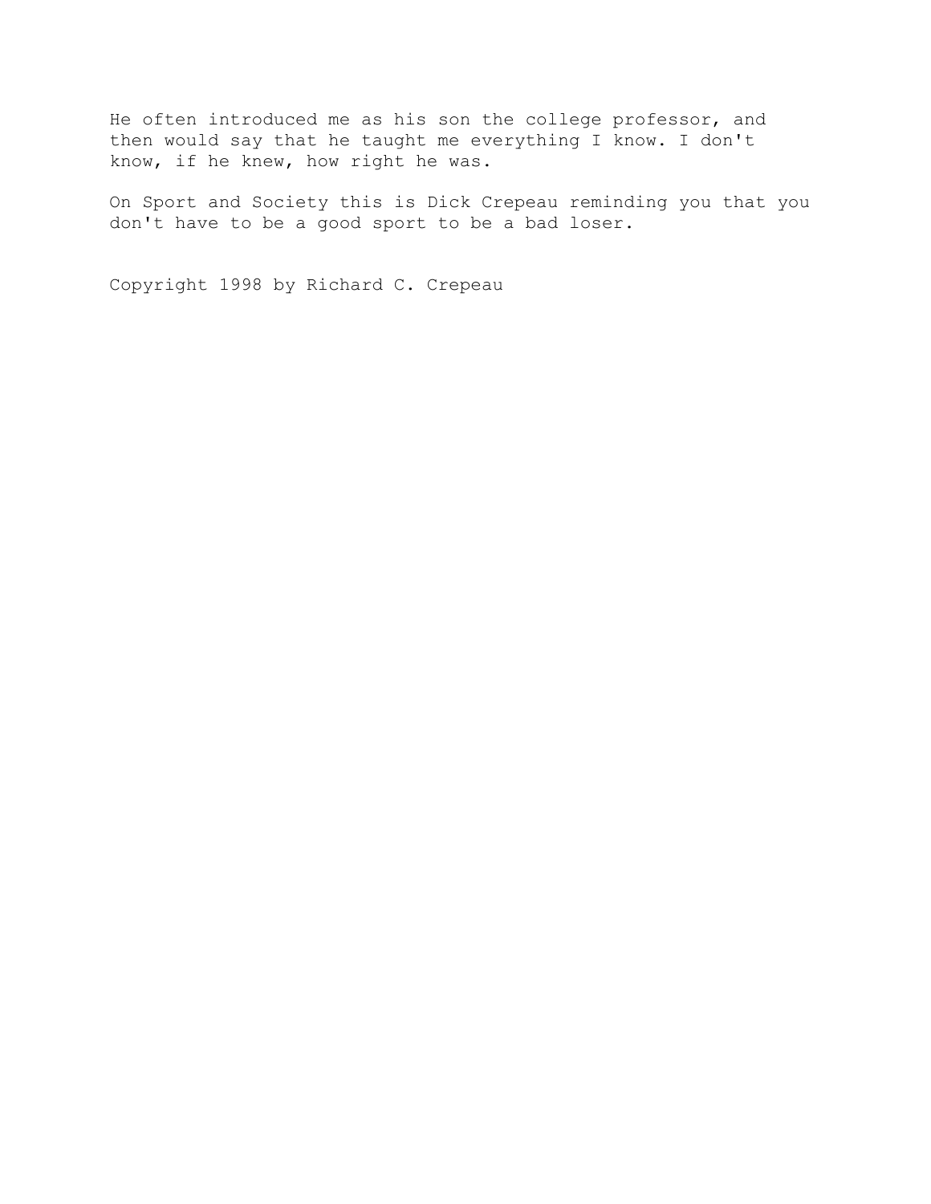He often introduced me as his son the college professor, and then would say that he taught me everything I know. I don't know, if he knew, how right he was.

On Sport and Society this is Dick Crepeau reminding you that you don't have to be a good sport to be a bad loser.

Copyright 1998 by Richard C. Crepeau